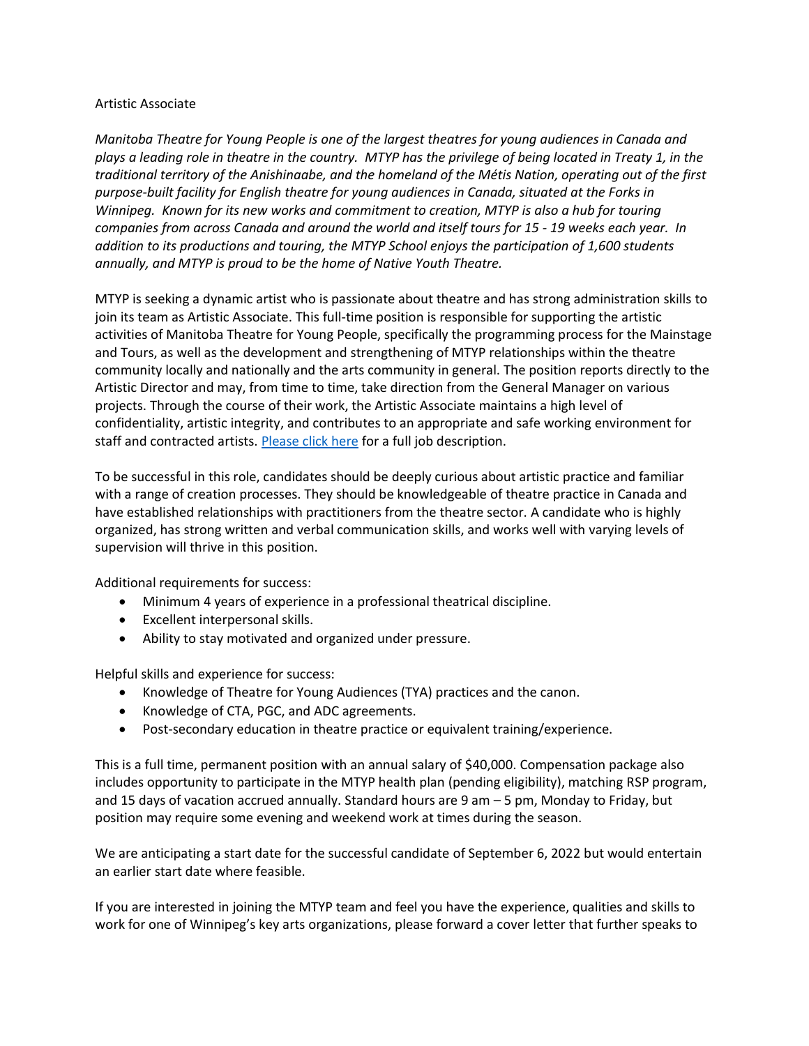Artistic Associate

*Manitoba Theatre for Young People is one of the largest theatres for young audiences in Canada and plays a leading role in theatre in the country. MTYP has the privilege of being located in Treaty 1, in the traditional territory of the Anishinaabe, and the homeland of the Métis Nation, operating out of the first purpose-built facility for English theatre for young audiences in Canada, situated at the Forks in Winnipeg. Known for its new works and commitment to creation, MTYP is also a hub for touring companies from across Canada and around the world and itself tours for 15 - 19 weeks each year. In addition to its productions and touring, the MTYP School enjoys the participation of 1,600 students annually, and MTYP is proud to be the home of Native Youth Theatre.*

MTYP is seeking a dynamic artist who is passionate about theatre and has strong administration skills to join its team as Artistic Associate. This full-time position is responsible for supporting the artistic activities of Manitoba Theatre for Young People, specifically the programming process for the Mainstage and Tours, as well as the development and strengthening of MTYP relationships within the theatre community locally and nationally and the arts community in general. The position reports directly to the Artistic Director and may, from time to time, take direction from the General Manager on various projects. Through the course of their work, the Artistic Associate maintains a high level of confidentiality, artistic integrity, and contributes to an appropriate and safe working environment for staff and contracted artists. Please click here for a full job description.

To be successful in this role, candidates should be deeply curious about artistic practice and familiar with a range of creation processes. They should be knowledgeable of theatre practice in Canada and have established relationships with practitioners from the theatre sector. A candidate who is highly organized, has strong written and verbal communication skills, and works well with varying levels of supervision will thrive in this position.

Additional requirements for success:

- Minimum 4 years of experience in a professional theatrical discipline.
- Excellent interpersonal skills.
- Ability to stay motivated and organized under pressure.

Helpful skills and experience for success:

- Knowledge of Theatre for Young Audiences (TYA) practices and the canon.
- Knowledge of CTA, PGC, and ADC agreements.
- Post-secondary education in theatre practice or equivalent training/experience.

This is a full time, permanent position with an annual salary of $40,000. Compensation package also includes opportunity to participate in the MTYP health plan (pending eligibility), matching RSP program, and 15 days of vacation accrued annually. Standard hours are 9 am – 5 pm, Monday to Friday, but position may require some evening and weekend work at times during the season.

We are anticipating a start date for the successful candidate of September 6, 2022 but would entertain an earlier start date where feasible.

If you are interested in joining the MTYP team and feel you have the experience, qualities and skills to work for one of Winnipeg's key arts organizations, please forward a cover letter that further speaks to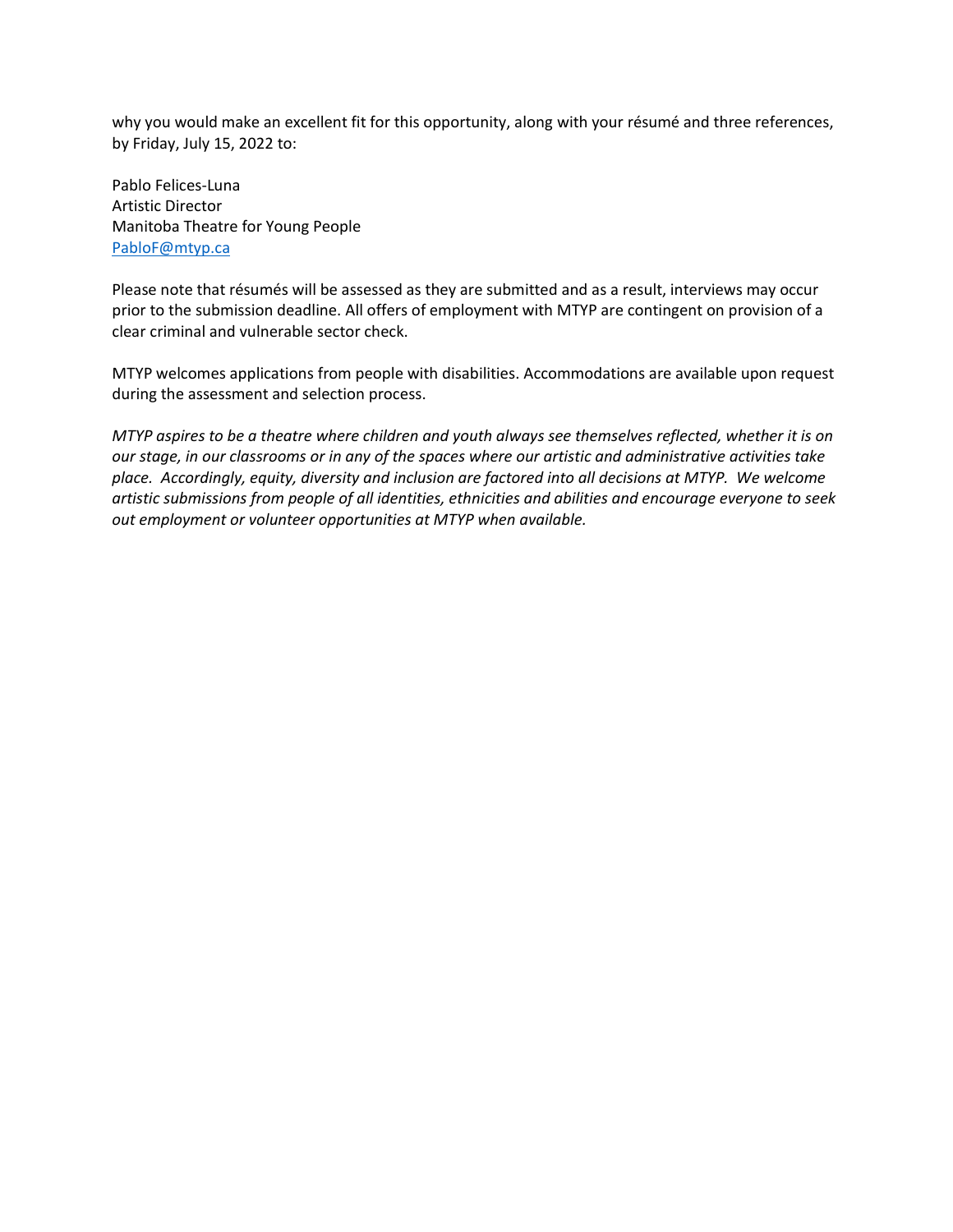why you would make an excellent fit for this opportunity, along with your résumé and three references, by Friday, July 15, 2022 to:

Pablo Felices-Luna
Artistic Director
Manitoba Theatre for Young People
[PabloF@mtyp.ca](mailto:PabloF@mtyp.ca)

Please note that résumés will be assessed as they are submitted and as a result, interviews may occur prior to the submission deadline. All offers of employment with MTYP are contingent on provision of a clear criminal and vulnerable sector check.

MTYP welcomes applications from people with disabilities. Accommodations are available upon request during the assessment and selection process.

*MTYP aspires to be a theatre where children and youth always see themselves reflected, whether it is on our stage, in our classrooms or in any of the spaces where our artistic and administrative activities take place. Accordingly, equity, diversity and inclusion are factored into all decisions at MTYP. We welcome artistic submissions from people of all identities, ethnicities and abilities and encourage everyone to seek out employment or volunteer opportunities at MTYP when available.*